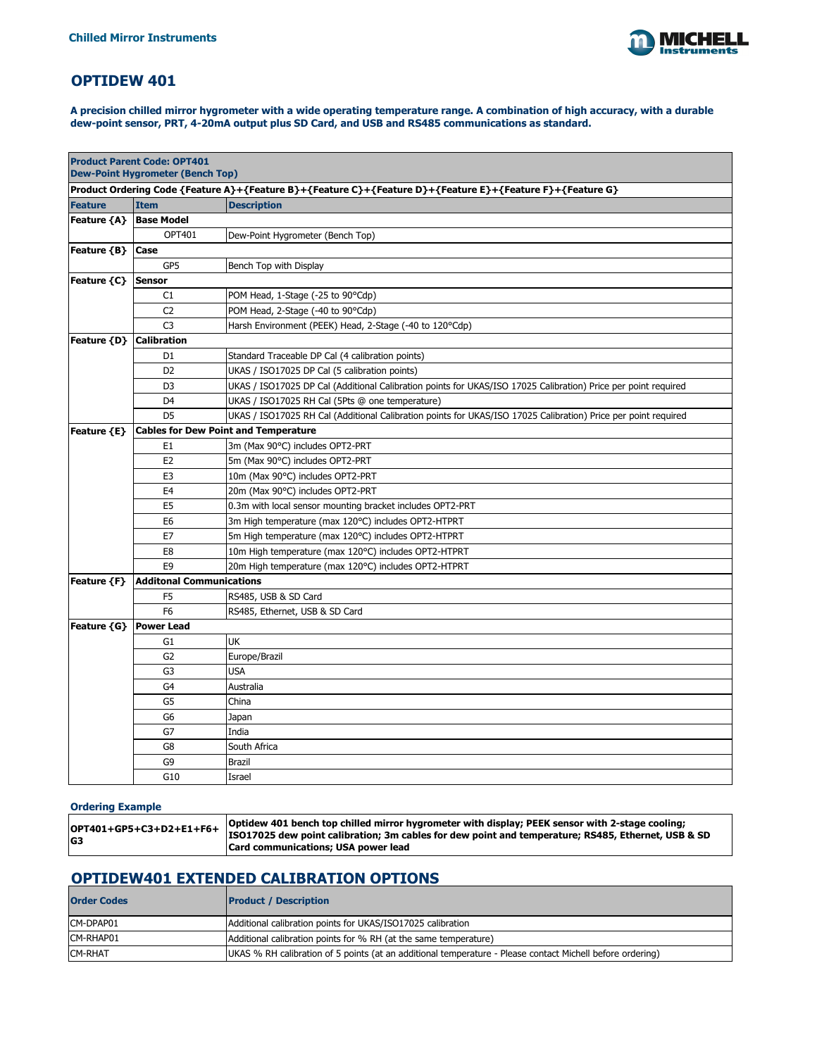Chilled Mirror Instruments

# OPTIDEW 401

**A precision chilled mirror hygrometer with a wide operating temperature range. A combination of high accuracy, with a durable dew-point sensor, PRT, 4-20mA output plus SD Card, and USB and RS485 communications as standard.**

| **Product Parent Code: OPT401**<br>**Dew-Point Hygrometer (Bench Top)** | | |
|---|---|---|
| **Product Ordering Code {Feature A}+{Feature B}+{Feature C}+{Feature D}+{Feature E}+{Feature F}+{Feature G}** | | |
| **Feature** | **Item** | **Description** |
| **Feature {A}** | **Base Model** | |
| | OPT401 | Dew-Point Hygrometer (Bench Top) |
| **Feature {B}** | **Case** | |
| | GP5 | Bench Top with Display |
| **Feature {C}** | **Sensor** | |
| | C1 | POM Head, 1-Stage (-25 to 90°Cdp) |
| | C2 | POM Head, 2-Stage (-40 to 90°Cdp) |
| | C3 | Harsh Environment (PEEK) Head, 2-Stage (-40 to 120°Cdp) |
| **Feature {D}** | **Calibration** | |
| | D1 | Standard Traceable DP Cal (4 calibration points) |
| | D2 | UKAS / ISO17025 DP Cal (5 calibration points) |
| | D3 | UKAS / ISO17025 DP Cal (Additional Calibration points for UKAS/ISO 17025 Calibration) Price per point required |
| | D4 | UKAS / ISO17025 RH Cal (5Pts @ one temperature) |
| | D5 | UKAS / ISO17025 RH Cal (Additional Calibration points for UKAS/ISO 17025 Calibration) Price per point required |
| **Feature {E}** | **Cables for Dew Point and Temperature** | |
| | E1 | 3m (Max 90°C) includes OPT2-PRT |
| | E2 | 5m (Max 90°C) includes OPT2-PRT |
| | E3 | 10m (Max 90°C) includes OPT2-PRT |
| | E4 | 20m (Max 90°C) includes OPT2-PRT |
| | E5 | 0.3m with local sensor mounting bracket includes OPT2-PRT |
| | E6 | 3m High temperature (max 120°C) includes OPT2-HTPRT |
| | E7 | 5m High temperature (max 120°C) includes OPT2-HTPRT |
| | E8 | 10m High temperature (max 120°C) includes OPT2-HTPRT |
| | E9 | 20m High temperature (max 120°C) includes OPT2-HTPRT |
| **Feature {F}** | **Additonal Communications** | |
| | F5 | RS485, USB & SD Card |
| | F6 | RS485, Ethernet, USB & SD Card |
| **Feature {G}** | **Power Lead** | |
| | G1 | UK |
| | G2 | Europe/Brazil |
| | G3 | USA |
| | G4 | Australia |
| | G5 | China |
| | G6 | Japan |
| | G7 | India |
| | G8 | South Africa |
| | G9 | Brazil |
| | G10 | Israel |

### Ordering Example

| | |
|---|---|
| **OPT401+GP5+C3+D2+E1+F6+G3** | **Optidew 401 bench top chilled mirror hygrometer with display; PEEK sensor with 2-stage cooling; ISO17025 dew point calibration; 3m cables for dew point and temperature; RS485, Ethernet, USB & SD Card communications; USA power lead** |

## OPTIDEW401 EXTENDED CALIBRATION OPTIONS

| **Order Codes** | **Product / Description** |
|---|---|
| CM-DPAP01 | Additional calibration points for UKAS/ISO17025 calibration |
| CM-RHAP01 | Additional calibration points for % RH (at the same temperature) |
| CM-RHAT | UKAS % RH calibration of 5 points (at an additional temperature - Please contact Michell before ordering) |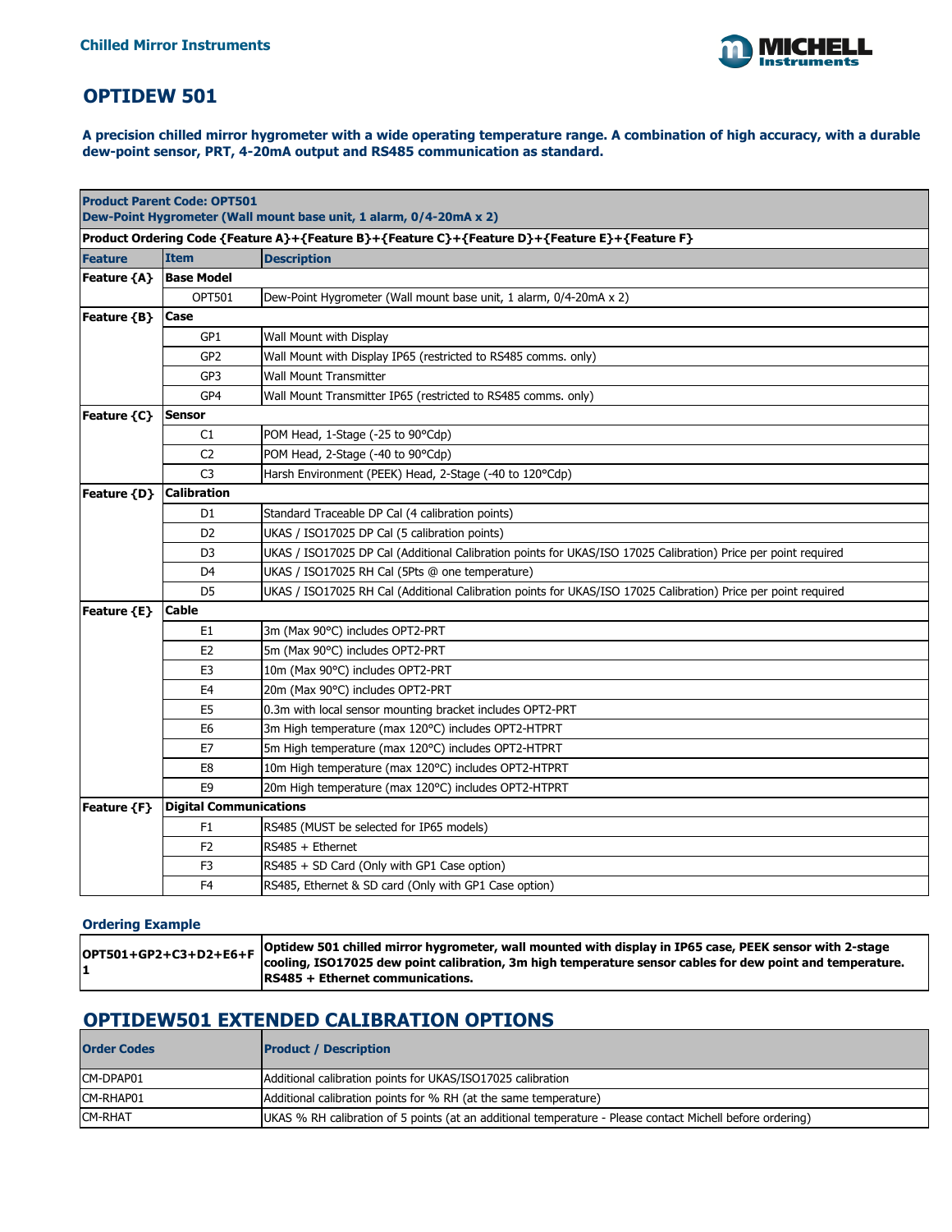Chilled Mirror Instruments

# OPTIDEW 501

**A precision chilled mirror hygrometer with a wide operating temperature range. A combination of high accuracy, with a durable dew-point sensor, PRT, 4-20mA output and RS485 communication as standard.**

| **Product Parent Code: OPT501**<br>**Dew-Point Hygrometer (Wall mount base unit, 1 alarm, 0/4-20mA x 2)** | | |
|---|---|---|
| **Product Ordering Code {Feature A}+{Feature B}+{Feature C}+{Feature D}+{Feature E}+{Feature F}** | | |
| **Feature** | **Item** | **Description** |
| **Feature {A}** | **Base Model** | |
| | OPT501 | Dew-Point Hygrometer (Wall mount base unit, 1 alarm, 0/4-20mA x 2) |
| **Feature {B}** | **Case** | |
| | GP1 | Wall Mount with Display |
| | GP2 | Wall Mount with Display IP65 (restricted to RS485 comms. only) |
| | GP3 | Wall Mount Transmitter |
| | GP4 | Wall Mount Transmitter IP65 (restricted to RS485 comms. only) |
| **Feature {C}** | **Sensor** | |
| | C1 | POM Head, 1-Stage (-25 to 90°Cdp) |
| | C2 | POM Head, 2-Stage (-40 to 90°Cdp) |
| | C3 | Harsh Environment (PEEK) Head, 2-Stage (-40 to 120°Cdp) |
| **Feature {D}** | **Calibration** | |
| | D1 | Standard Traceable DP Cal (4 calibration points) |
| | D2 | UKAS / ISO17025 DP Cal (5 calibration points) |
| | D3 | UKAS / ISO17025 DP Cal (Additional Calibration points for UKAS/ISO 17025 Calibration) Price per point required |
| | D4 | UKAS / ISO17025 RH Cal (5Pts @ one temperature) |
| | D5 | UKAS / ISO17025 RH Cal (Additional Calibration points for UKAS/ISO 17025 Calibration) Price per point required |
| **Feature {E}** | **Cable** | |
| | E1 | 3m (Max 90°C) includes OPT2-PRT |
| | E2 | 5m (Max 90°C) includes OPT2-PRT |
| | E3 | 10m (Max 90°C) includes OPT2-PRT |
| | E4 | 20m (Max 90°C) includes OPT2-PRT |
| | E5 | 0.3m with local sensor mounting bracket includes OPT2-PRT |
| | E6 | 3m High temperature (max 120°C) includes OPT2-HTPRT |
| | E7 | 5m High temperature (max 120°C) includes OPT2-HTPRT |
| | E8 | 10m High temperature (max 120°C) includes OPT2-HTPRT |
| | E9 | 20m High temperature (max 120°C) includes OPT2-HTPRT |
| **Feature {F}** | **Digital Communications** | |
| | F1 | RS485 (MUST be selected for IP65 models) |
| | F2 | RS485 + Ethernet |
| | F3 | RS485 + SD Card (Only with GP1 Case option) |
| | F4 | RS485, Ethernet & SD card (Only with GP1 Case option) |

### Ordering Example

| | |
|---|---|
| **OPT501+GP2+C3+D2+E6+F1** | **Optidew 501 chilled mirror hygrometer, wall mounted with display in IP65 case, PEEK sensor with 2-stage cooling, ISO17025 dew point calibration, 3m high temperature sensor cables for dew point and temperature. RS485 + Ethernet communications.** |

## OPTIDEW501 EXTENDED CALIBRATION OPTIONS

| **Order Codes** | **Product / Description** |
|---|---|
| CM-DPAP01 | Additional calibration points for UKAS/ISO17025 calibration |
| CM-RHAP01 | Additional calibration points for % RH (at the same temperature) |
| CM-RHAT | UKAS % RH calibration of 5 points (at an additional temperature - Please contact Michell before ordering) |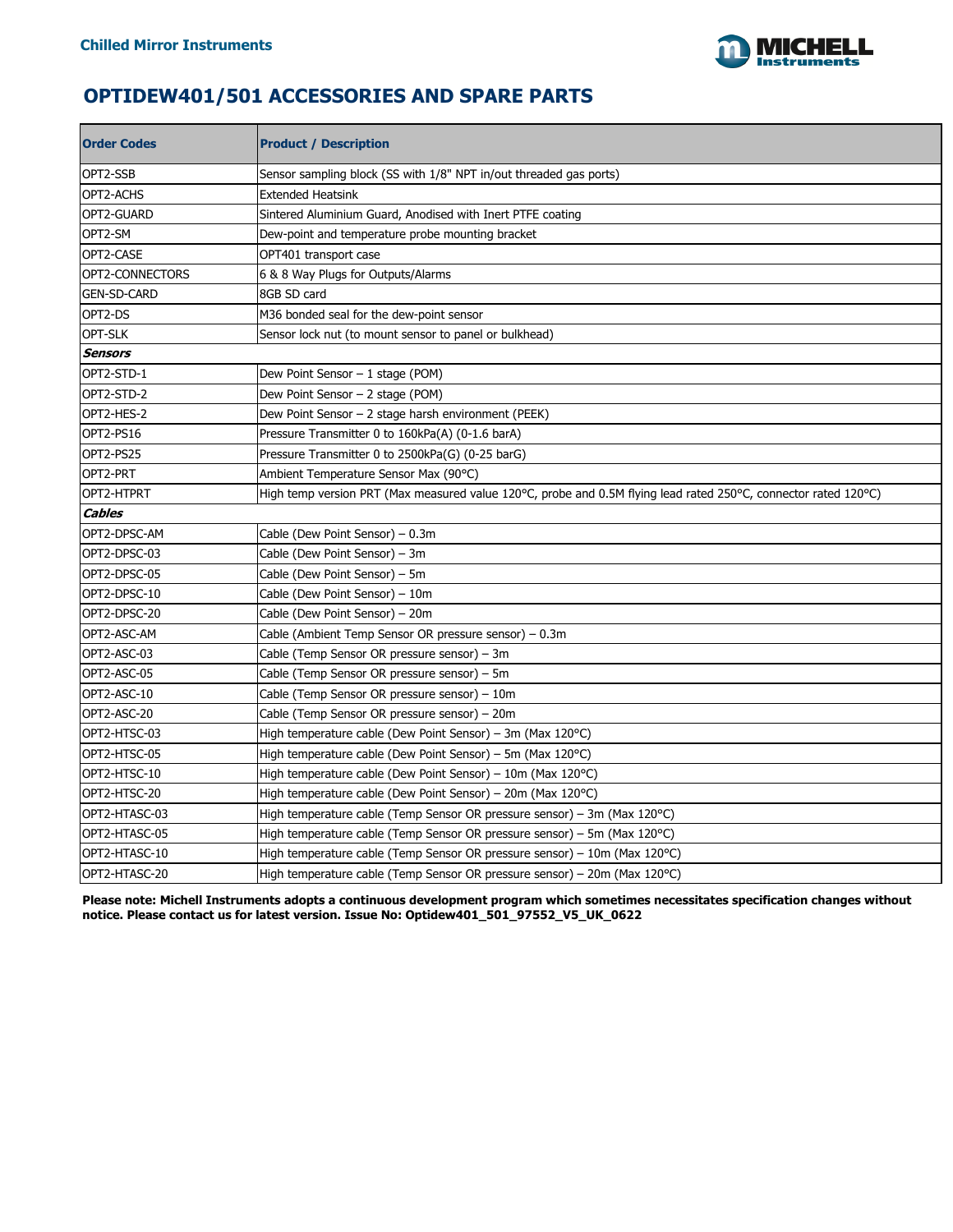Chilled Mirror Instruments

# OPTIDEW401/501 ACCESSORIES AND SPARE PARTS

| Order Codes | Product / Description |
| --- | --- |
| OPT2-SSB | Sensor sampling block (SS with 1/8" NPT in/out threaded gas ports) |
| OPT2-ACHS | Extended Heatsink |
| OPT2-GUARD | Sintered Aluminium Guard, Anodised with Inert PTFE coating |
| OPT2-SM | Dew-point and temperature probe mounting bracket |
| OPT2-CASE | OPT401 transport case |
| OPT2-CONNECTORS | 6 & 8 Way Plugs for Outputs/Alarms |
| GEN-SD-CARD | 8GB SD card |
| OPT2-DS | M36 bonded seal for the dew-point sensor |
| OPT-SLK | Sensor lock nut (to mount sensor to panel or bulkhead) |
| ***Sensors*** | |
| OPT2-STD-1 | Dew Point Sensor – 1 stage (POM) |
| OPT2-STD-2 | Dew Point Sensor – 2 stage (POM) |
| OPT2-HES-2 | Dew Point Sensor – 2 stage harsh environment (PEEK) |
| OPT2-PS16 | Pressure Transmitter 0 to 160kPa(A) (0-1.6 barA) |
| OPT2-PS25 | Pressure Transmitter 0 to 2500kPa(G) (0-25 barG) |
| OPT2-PRT | Ambient Temperature Sensor Max (90°C) |
| OPT2-HTPRT | High temp version PRT (Max measured value 120°C, probe and 0.5M flying lead rated 250°C, connector rated 120°C) |
| ***Cables*** | |
| OPT2-DPSC-AM | Cable (Dew Point Sensor) – 0.3m |
| OPT2-DPSC-03 | Cable (Dew Point Sensor) – 3m |
| OPT2-DPSC-05 | Cable (Dew Point Sensor) – 5m |
| OPT2-DPSC-10 | Cable (Dew Point Sensor) – 10m |
| OPT2-DPSC-20 | Cable (Dew Point Sensor) – 20m |
| OPT2-ASC-AM | Cable (Ambient Temp Sensor OR pressure sensor) – 0.3m |
| OPT2-ASC-03 | Cable (Temp Sensor OR pressure sensor) – 3m |
| OPT2-ASC-05 | Cable (Temp Sensor OR pressure sensor) – 5m |
| OPT2-ASC-10 | Cable (Temp Sensor OR pressure sensor) – 10m |
| OPT2-ASC-20 | Cable (Temp Sensor OR pressure sensor) – 20m |
| OPT2-HTSC-03 | High temperature cable (Dew Point Sensor) – 3m (Max 120°C) |
| OPT2-HTSC-05 | High temperature cable (Dew Point Sensor) – 5m (Max 120°C) |
| OPT2-HTSC-10 | High temperature cable (Dew Point Sensor) – 10m (Max 120°C) |
| OPT2-HTSC-20 | High temperature cable (Dew Point Sensor) – 20m (Max 120°C) |
| OPT2-HTASC-03 | High temperature cable (Temp Sensor OR pressure sensor) – 3m (Max 120°C) |
| OPT2-HTASC-05 | High temperature cable (Temp Sensor OR pressure sensor) – 5m (Max 120°C) |
| OPT2-HTASC-10 | High temperature cable (Temp Sensor OR pressure sensor) – 10m (Max 120°C) |
| OPT2-HTASC-20 | High temperature cable (Temp Sensor OR pressure sensor) – 20m (Max 120°C) |

**Please note: Michell Instruments adopts a continuous development program which sometimes necessitates specification changes without notice. Please contact us for latest version. Issue No: Optidew401_501_97552_V5_UK_0622**